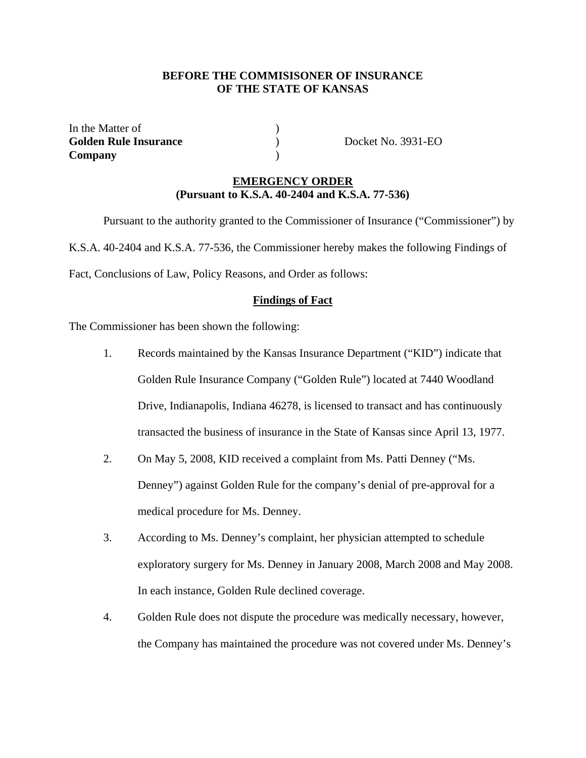**BEFORE THE COMMISISONER OF INSURANCE**
**OF THE STATE OF KANSAS**

| | | |
|---|---|---|
| In the Matter of | ) | |
| **Golden Rule Insurance** | ) | Docket No. 3931-EO |
| **Company** | ) | |

**EMERGENCY ORDER**
**(Pursuant to K.S.A. 40-2404 and K.S.A. 77-536)**

Pursuant to the authority granted to the Commissioner of Insurance ("Commissioner") by K.S.A. 40-2404 and K.S.A. 77-536, the Commissioner hereby makes the following Findings of Fact, Conclusions of Law, Policy Reasons, and Order as follows:

## Findings of Fact

The Commissioner has been shown the following:

1. Records maintained by the Kansas Insurance Department ("KID") indicate that Golden Rule Insurance Company ("Golden Rule") located at 7440 Woodland Drive, Indianapolis, Indiana 46278, is licensed to transact and has continuously transacted the business of insurance in the State of Kansas since April 13, 1977.
2. On May 5, 2008, KID received a complaint from Ms. Patti Denney ("Ms. Denney") against Golden Rule for the company's denial of pre-approval for a medical procedure for Ms. Denney.
3. According to Ms. Denney's complaint, her physician attempted to schedule exploratory surgery for Ms. Denney in January 2008, March 2008 and May 2008. In each instance, Golden Rule declined coverage.
4. Golden Rule does not dispute the procedure was medically necessary, however, the Company has maintained the procedure was not covered under Ms. Denney's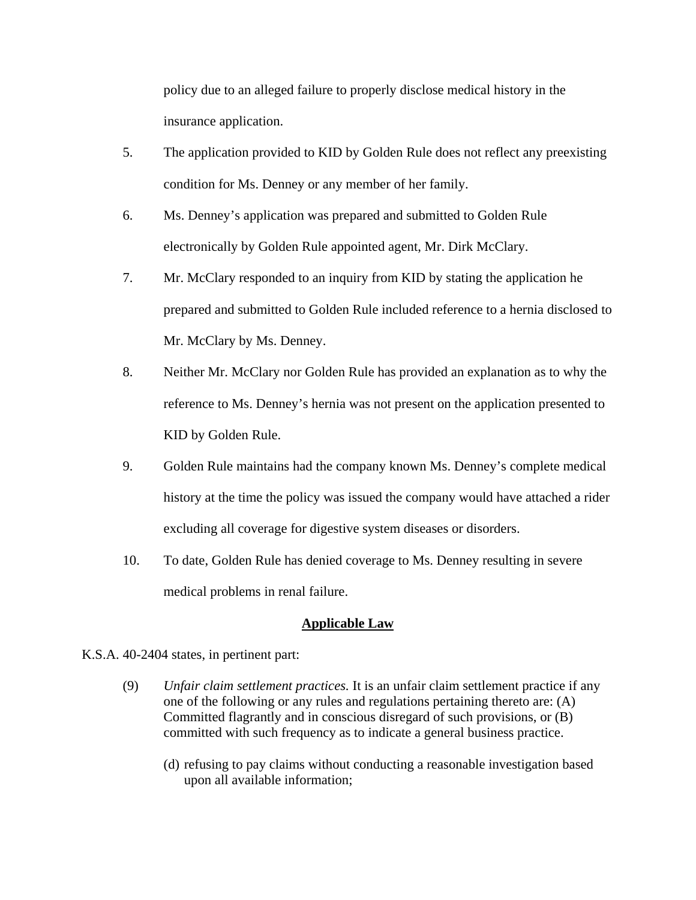policy due to an alleged failure to properly disclose medical history in the insurance application.

5. The application provided to KID by Golden Rule does not reflect any preexisting condition for Ms. Denney or any member of her family.

6. Ms. Denney's application was prepared and submitted to Golden Rule electronically by Golden Rule appointed agent, Mr. Dirk McClary.

7. Mr. McClary responded to an inquiry from KID by stating the application he prepared and submitted to Golden Rule included reference to a hernia disclosed to Mr. McClary by Ms. Denney.

8. Neither Mr. McClary nor Golden Rule has provided an explanation as to why the reference to Ms. Denney's hernia was not present on the application presented to KID by Golden Rule.

9. Golden Rule maintains had the company known Ms. Denney's complete medical history at the time the policy was issued the company would have attached a rider excluding all coverage for digestive system diseases or disorders.

10. To date, Golden Rule has denied coverage to Ms. Denney resulting in severe medical problems in renal failure.

## Applicable Law

K.S.A. 40-2404 states, in pertinent part:

> (9) *Unfair claim settlement practices.* It is an unfair claim settlement practice if any one of the following or any rules and regulations pertaining thereto are: (A) Committed flagrantly and in conscious disregard of such provisions, or (B) committed with such frequency as to indicate a general business practice.
>
> (d) refusing to pay claims without conducting a reasonable investigation based upon all available information;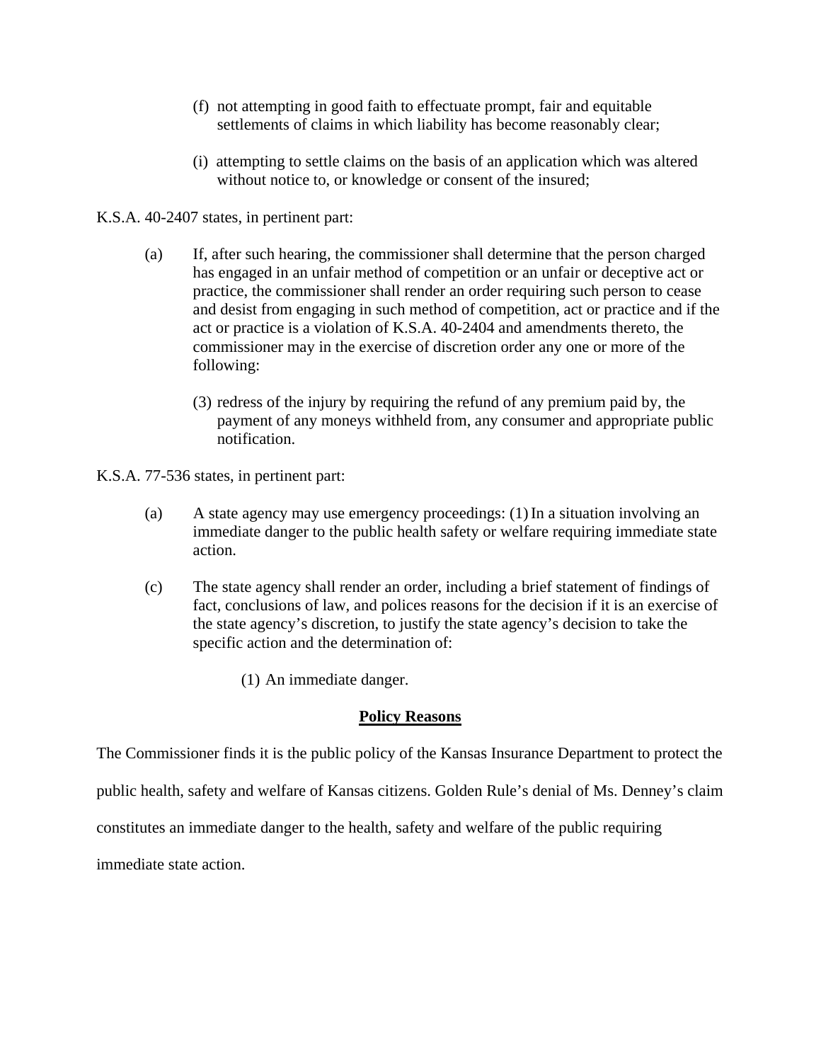(f) not attempting in good faith to effectuate prompt, fair and equitable settlements of claims in which liability has become reasonably clear;

(i) attempting to settle claims on the basis of an application which was altered without notice to, or knowledge or consent of the insured;

K.S.A. 40-2407 states, in pertinent part:

(a) If, after such hearing, the commissioner shall determine that the person charged has engaged in an unfair method of competition or an unfair or deceptive act or practice, the commissioner shall render an order requiring such person to cease and desist from engaging in such method of competition, act or practice and if the act or practice is a violation of K.S.A. 40-2404 and amendments thereto, the commissioner may in the exercise of discretion order any one or more of the following:

(3) redress of the injury by requiring the refund of any premium paid by, the payment of any moneys withheld from, any consumer and appropriate public notification.

K.S.A. 77-536 states, in pertinent part:

(a) A state agency may use emergency proceedings: (1) In a situation involving an immediate danger to the public health safety or welfare requiring immediate state action.

(c) The state agency shall render an order, including a brief statement of findings of fact, conclusions of law, and polices reasons for the decision if it is an exercise of the state agency's discretion, to justify the state agency's decision to take the specific action and the determination of:

(1) An immediate danger.

## **Policy Reasons**

The Commissioner finds it is the public policy of the Kansas Insurance Department to protect the public health, safety and welfare of Kansas citizens. Golden Rule's denial of Ms. Denney's claim constitutes an immediate danger to the health, safety and welfare of the public requiring immediate state action.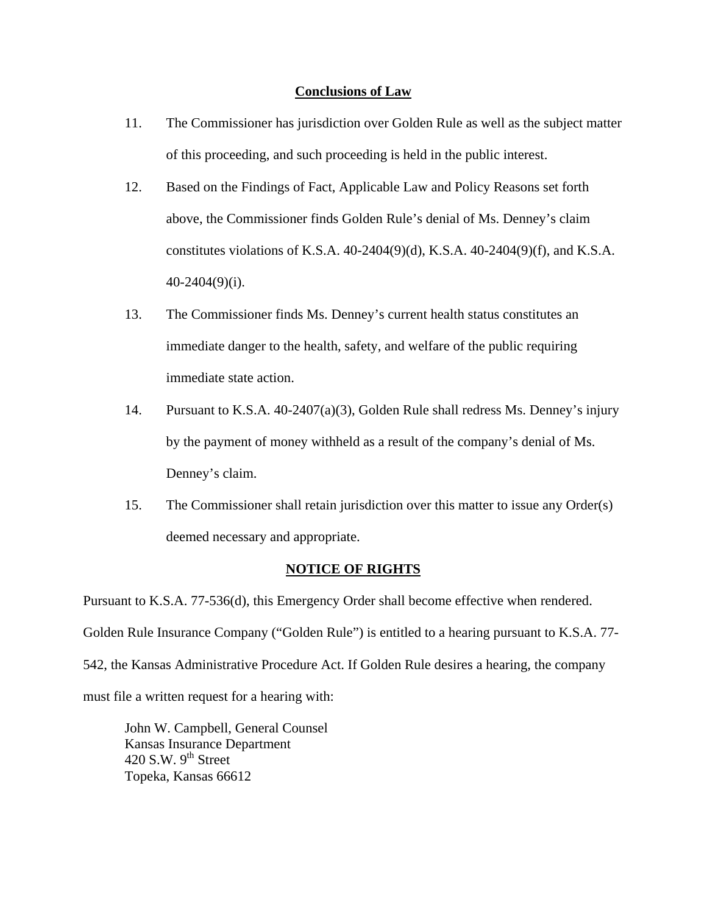## Conclusions of Law

11. The Commissioner has jurisdiction over Golden Rule as well as the subject matter of this proceeding, and such proceeding is held in the public interest.

12. Based on the Findings of Fact, Applicable Law and Policy Reasons set forth above, the Commissioner finds Golden Rule's denial of Ms. Denney's claim constitutes violations of K.S.A. 40-2404(9)(d), K.S.A. 40-2404(9)(f), and K.S.A. 40-2404(9)(i).

13. The Commissioner finds Ms. Denney's current health status constitutes an immediate danger to the health, safety, and welfare of the public requiring immediate state action.

14. Pursuant to K.S.A. 40-2407(a)(3), Golden Rule shall redress Ms. Denney's injury by the payment of money withheld as a result of the company's denial of Ms. Denney's claim.

15. The Commissioner shall retain jurisdiction over this matter to issue any Order(s) deemed necessary and appropriate.

## NOTICE OF RIGHTS

Pursuant to K.S.A. 77-536(d), this Emergency Order shall become effective when rendered. Golden Rule Insurance Company ("Golden Rule") is entitled to a hearing pursuant to K.S.A. 77-542, the Kansas Administrative Procedure Act. If Golden Rule desires a hearing, the company must file a written request for a hearing with:

John W. Campbell, General Counsel  
Kansas Insurance Department  
420 S.W. 9th Street  
Topeka, Kansas 66612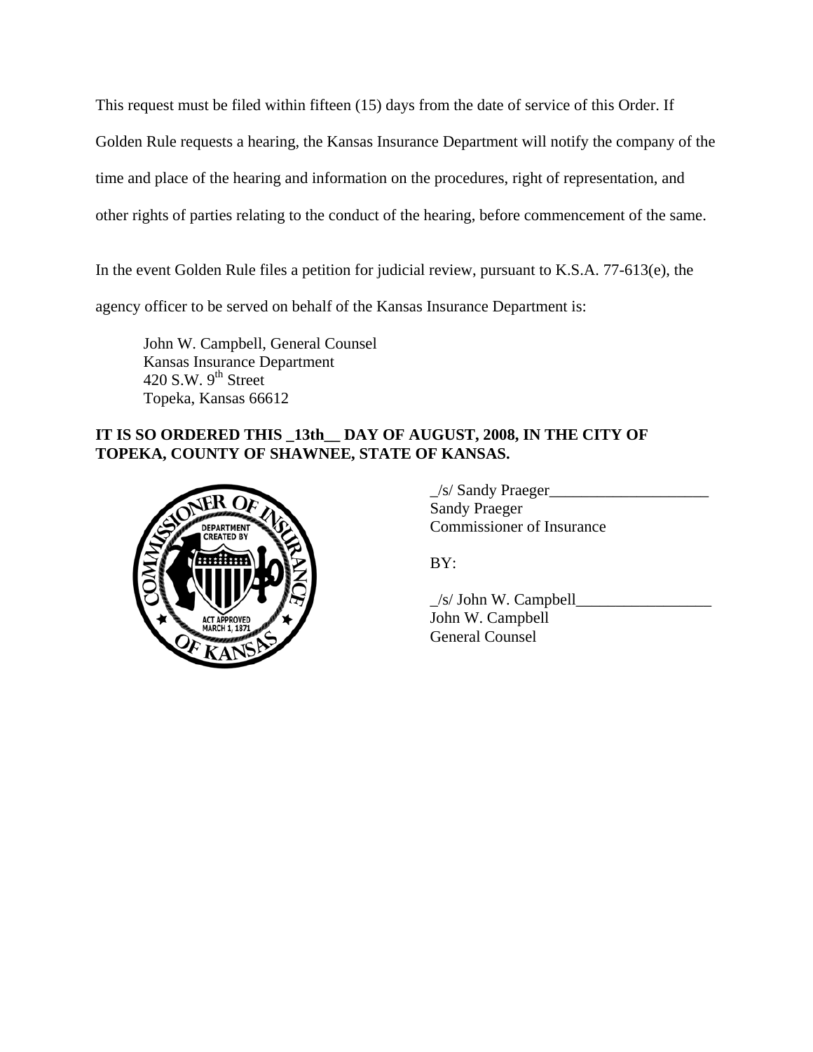This request must be filed within fifteen (15) days from the date of service of this Order. If Golden Rule requests a hearing, the Kansas Insurance Department will notify the company of the time and place of the hearing and information on the procedures, right of representation, and other rights of parties relating to the conduct of the hearing, before commencement of the same.

In the event Golden Rule files a petition for judicial review, pursuant to K.S.A. 77-613(e), the agency officer to be served on behalf of the Kansas Insurance Department is:

John W. Campbell, General Counsel
Kansas Insurance Department
420 S.W. 9th Street
Topeka, Kansas 66612

**IT IS SO ORDERED THIS _13th__ DAY OF AUGUST, 2008, IN THE CITY OF TOPEKA, COUNTY OF SHAWNEE, STATE OF KANSAS.**

_/s/ Sandy Praeger____________________
Sandy Praeger
Commissioner of Insurance

BY:

_/s/ John W. Campbell_________________
John W. Campbell
General Counsel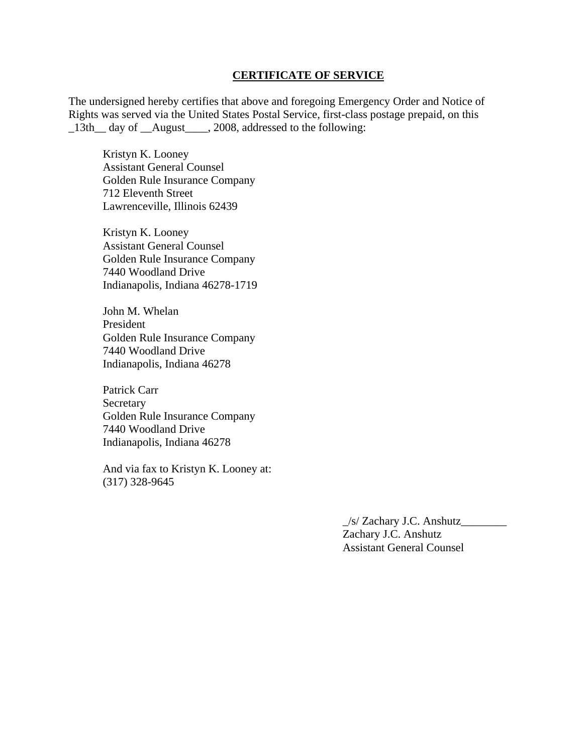## **CERTIFICATE OF SERVICE**

The undersigned hereby certifies that above and foregoing Emergency Order and Notice of Rights was served via the United States Postal Service, first-class postage prepaid, on this _13th__ day of __August____, 2008, addressed to the following:

Kristyn K. Looney
Assistant General Counsel
Golden Rule Insurance Company
712 Eleventh Street
Lawrenceville, Illinois 62439

Kristyn K. Looney
Assistant General Counsel
Golden Rule Insurance Company
7440 Woodland Drive
Indianapolis, Indiana 46278-1719

John M. Whelan
President
Golden Rule Insurance Company
7440 Woodland Drive
Indianapolis, Indiana 46278

Patrick Carr
Secretary
Golden Rule Insurance Company
7440 Woodland Drive
Indianapolis, Indiana 46278

And via fax to Kristyn K. Looney at:
(317) 328-9645

_/s/ Zachary J.C. Anshutz________
Zachary J.C. Anshutz
Assistant General Counsel